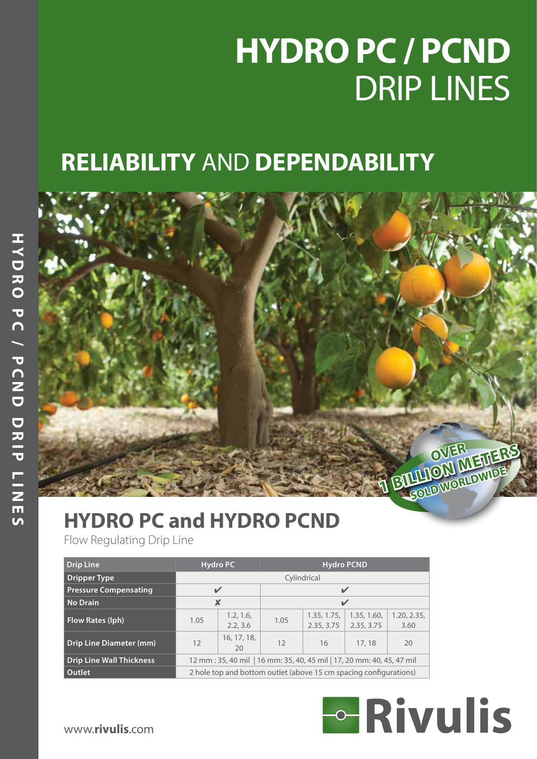# HYDRO PC / PCND DRIP LINES

## RELIABILITY AND DEPENDABILITY

OVER 1 BILLION METERS SOLD WORLDWIDE

## HYDRO PC and HYDRO PCND

Flow Regulating Drip Line

| Drip Line | Hydro PC | | Hydro PCND | | | |
|---|---|---|---|---|---|---|
| Dripper Type | Cylindrical | | | | | |
| Pressure Compensating | ✔ | | ✔ | | | |
| No Drain | ✘ | | ✔ | | | |
| Flow Rates (lph) | 1.05 | 1.2, 1.6, 2.2, 3.6 | 1.05 | 1.35, 1.75, 2.35, 3.75 | 1.35, 1.60, 2.35, 3.75 | 1.20, 2.35, 3.60 |
| Drip Line Diameter (mm) | 12 | 16, 17, 18, 20 | 12 | 16 | 17, 18 | 20 |
| Drip Line Wall Thickness | 12 mm : 35, 40 mil \| 16 mm: 35, 40, 45 mil \| 17, 20 mm: 40, 45, 47 mil | | | | | |
| Outlet | 2 hole top and bottom outlet (above 15 cm spacing configurations) | | | | | |

www.**rivulis**.com

Rivulis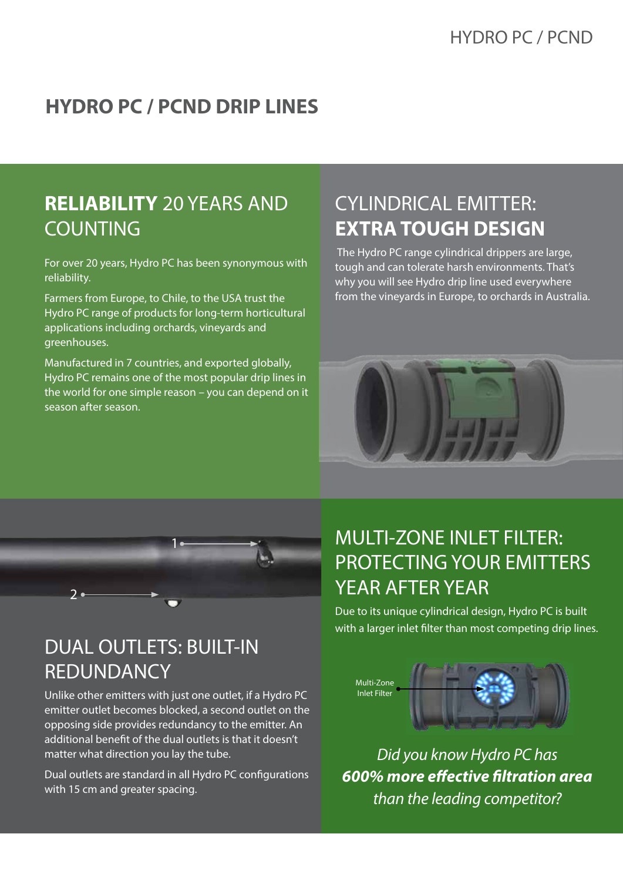# HYDRO PC / PCND DRIP LINES

## **RELIABILITY** 20 YEARS AND COUNTING

For over 20 years, Hydro PC has been synonymous with reliability.

Farmers from Europe, to Chile, to the USA trust the Hydro PC range of products for long-term horticultural applications including orchards, vineyards and greenhouses.

Manufactured in 7 countries, and exported globally, Hydro PC remains one of the most popular drip lines in the world for one simple reason – you can depend on it season after season.

## CYLINDRICAL EMITTER: **EXTRA TOUGH DESIGN**

The Hydro PC range cylindrical drippers are large, tough and can tolerate harsh environments. That's why you will see Hydro drip line used everywhere from the vineyards in Europe, to orchards in Australia.

1

2

## DUAL OUTLETS: BUILT-IN REDUNDANCY

Unlike other emitters with just one outlet, if a Hydro PC emitter outlet becomes blocked, a second outlet on the opposing side provides redundancy to the emitter. An additional benefit of the dual outlets is that it doesn't matter what direction you lay the tube.

Dual outlets are standard in all Hydro PC configurations with 15 cm and greater spacing.

## MULTI-ZONE INLET FILTER: PROTECTING YOUR EMITTERS YEAR AFTER YEAR

Due to its unique cylindrical design, Hydro PC is built with a larger inlet filter than most competing drip lines.

Multi-Zone Inlet Filter

*Did you know Hydro PC has* ***600% more effective filtration area*** *than the leading competitor?*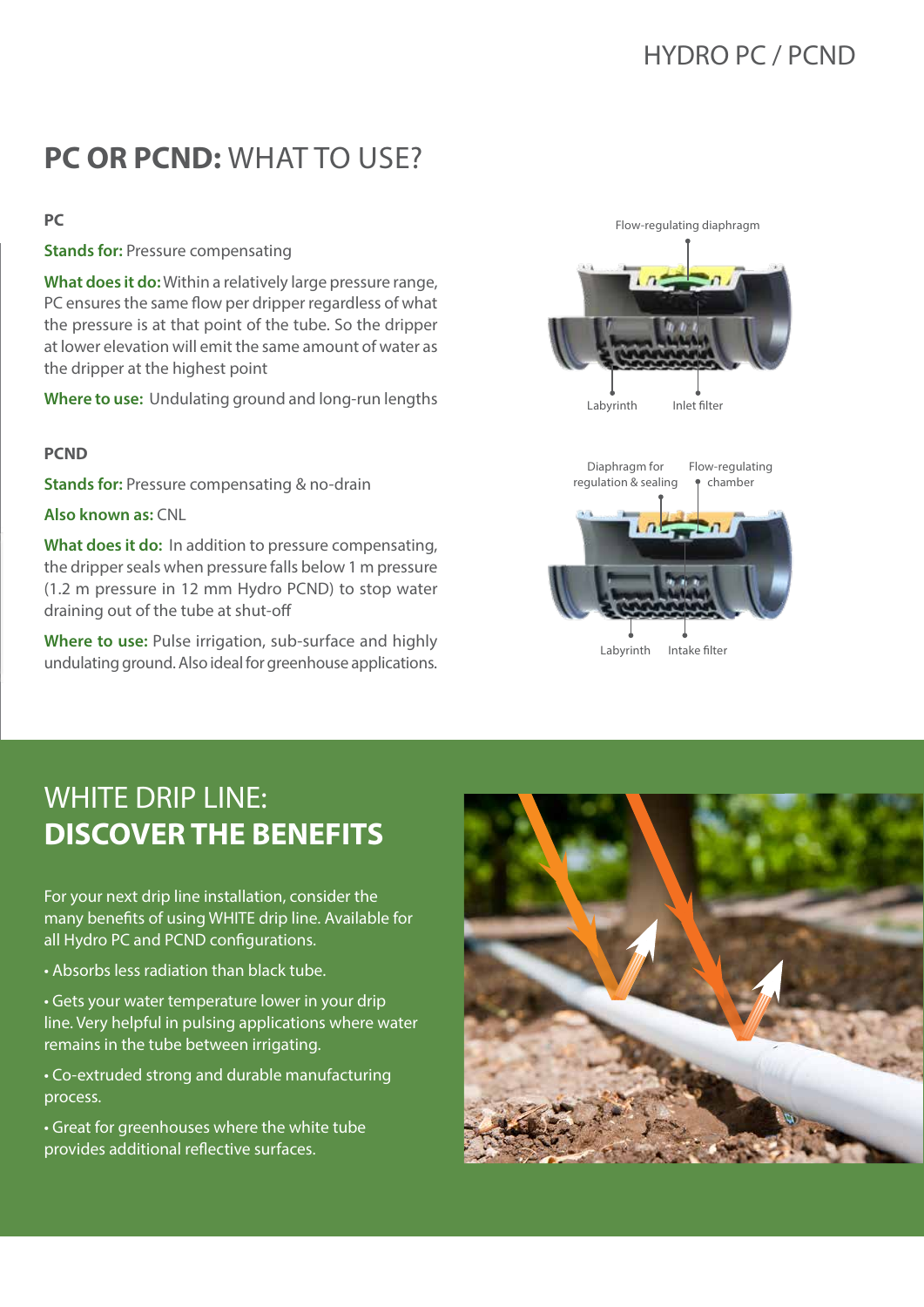## **PC OR PCND:** WHAT TO USE?

**PC**

**Stands for:** Pressure compensating

**What does it do:** Within a relatively large pressure range, PC ensures the same flow per dripper regardless of what the pressure is at that point of the tube. So the dripper at lower elevation will emit the same amount of water as the dripper at the highest point

**Where to use:** Undulating ground and long-run lengths

Flow-regulating diaphragm

Labyrinth

Inlet filter

**PCND**

**Stands for:** Pressure compensating & no-drain

**Also known as:** CNL

**What does it do:** In addition to pressure compensating, the dripper seals when pressure falls below 1 m pressure (1.2 m pressure in 12 mm Hydro PCND) to stop water draining out of the tube at shut-off

**Where to use:** Pulse irrigation, sub-surface and highly undulating ground. Also ideal for greenhouse applications.

Diaphragm for regulation & sealing

Flow-regulating chamber

Labyrinth

Intake filter

## WHITE DRIP LINE: **DISCOVER THE BENEFITS**

For your next drip line installation, consider the many benefits of using WHITE drip line. Available for all Hydro PC and PCND configurations.

- Absorbs less radiation than black tube.
- Gets your water temperature lower in your drip line. Very helpful in pulsing applications where water remains in the tube between irrigating.
- Co-extruded strong and durable manufacturing process.
- Great for greenhouses where the white tube provides additional reflective surfaces.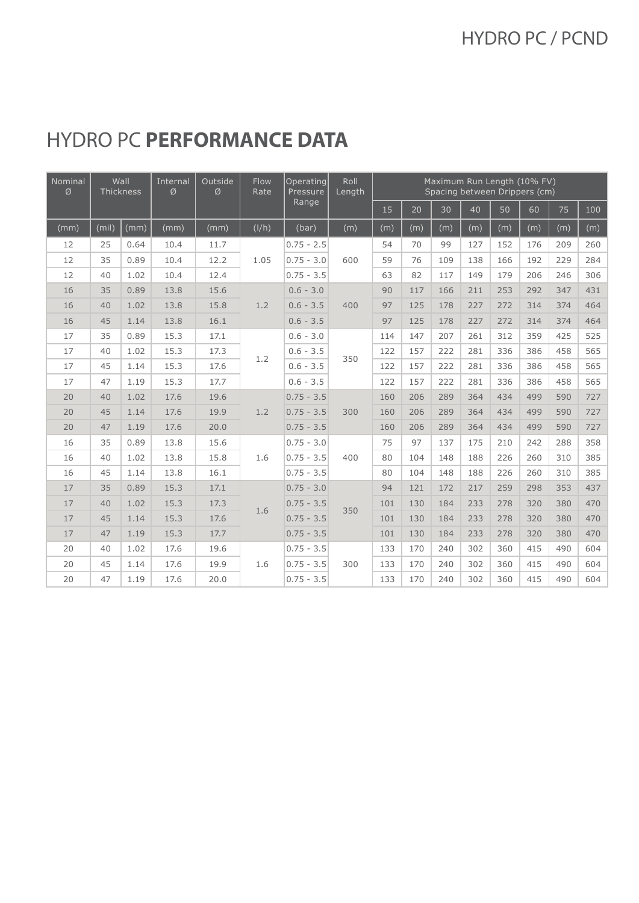# HYDRO PC **PERFORMANCE DATA**

| Nominal Ø | Wall Thickness | | Internal Ø | Outside Ø | Flow Rate | Operating Pressure Range | Roll Length | Maximum Run Length (10% FV) Spacing between Drippers (cm) | | | | | | | |
|---|---|---|---|---|---|---|---|---|---|---|---|---|---|---|---|
| | | | | | | | | 15 | 20 | 30 | 40 | 50 | 60 | 75 | 100 |
| (mm) | (mil) | (mm) | (mm) | (mm) | (l/h) | (bar) | (m) | (m) | (m) | (m) | (m) | (m) | (m) | (m) | (m) |
| 12 | 25 | 0.64 | 10.4 | 11.7 | 1.05 | 0.75 - 2.5 | 600 | 54 | 70 | 99 | 127 | 152 | 176 | 209 | 260 |
| 12 | 35 | 0.89 | 10.4 | 12.2 | 1.05 | 0.75 - 3.0 | 600 | 59 | 76 | 109 | 138 | 166 | 192 | 229 | 284 |
| 12 | 40 | 1.02 | 10.4 | 12.4 | 1.05 | 0.75 - 3.5 | 600 | 63 | 82 | 117 | 149 | 179 | 206 | 246 | 306 |
| 16 | 35 | 0.89 | 13.8 | 15.6 | 1.2 | 0.6 - 3.0 | 400 | 90 | 117 | 166 | 211 | 253 | 292 | 347 | 431 |
| 16 | 40 | 1.02 | 13.8 | 15.8 | 1.2 | 0.6 - 3.5 | 400 | 97 | 125 | 178 | 227 | 272 | 314 | 374 | 464 |
| 16 | 45 | 1.14 | 13.8 | 16.1 | 1.2 | 0.6 - 3.5 | 400 | 97 | 125 | 178 | 227 | 272 | 314 | 374 | 464 |
| 17 | 35 | 0.89 | 15.3 | 17.1 | 1.2 | 0.6 - 3.0 | 350 | 114 | 147 | 207 | 261 | 312 | 359 | 425 | 525 |
| 17 | 40 | 1.02 | 15.3 | 17.3 | 1.2 | 0.6 - 3.5 | 350 | 122 | 157 | 222 | 281 | 336 | 386 | 458 | 565 |
| 17 | 45 | 1.14 | 15.3 | 17.6 | 1.2 | 0.6 - 3.5 | 350 | 122 | 157 | 222 | 281 | 336 | 386 | 458 | 565 |
| 17 | 47 | 1.19 | 15.3 | 17.7 | 1.2 | 0.6 - 3.5 | 350 | 122 | 157 | 222 | 281 | 336 | 386 | 458 | 565 |
| 20 | 40 | 1.02 | 17.6 | 19.6 | 1.2 | 0.75 - 3.5 | 300 | 160 | 206 | 289 | 364 | 434 | 499 | 590 | 727 |
| 20 | 45 | 1.14 | 17.6 | 19.9 | 1.2 | 0.75 - 3.5 | 300 | 160 | 206 | 289 | 364 | 434 | 499 | 590 | 727 |
| 20 | 47 | 1.19 | 17.6 | 20.0 | 1.2 | 0.75 - 3.5 | 300 | 160 | 206 | 289 | 364 | 434 | 499 | 590 | 727 |
| 16 | 35 | 0.89 | 13.8 | 15.6 | 1.6 | 0.75 - 3.0 | 400 | 75 | 97 | 137 | 175 | 210 | 242 | 288 | 358 |
| 16 | 40 | 1.02 | 13.8 | 15.8 | 1.6 | 0.75 - 3.5 | 400 | 80 | 104 | 148 | 188 | 226 | 260 | 310 | 385 |
| 16 | 45 | 1.14 | 13.8 | 16.1 | 1.6 | 0.75 - 3.5 | 400 | 80 | 104 | 148 | 188 | 226 | 260 | 310 | 385 |
| 17 | 35 | 0.89 | 15.3 | 17.1 | 1.6 | 0.75 - 3.0 | 350 | 94 | 121 | 172 | 217 | 259 | 298 | 353 | 437 |
| 17 | 40 | 1.02 | 15.3 | 17.3 | 1.6 | 0.75 - 3.5 | 350 | 101 | 130 | 184 | 233 | 278 | 320 | 380 | 470 |
| 17 | 45 | 1.14 | 15.3 | 17.6 | 1.6 | 0.75 - 3.5 | 350 | 101 | 130 | 184 | 233 | 278 | 320 | 380 | 470 |
| 17 | 47 | 1.19 | 15.3 | 17.7 | 1.6 | 0.75 - 3.5 | 350 | 101 | 130 | 184 | 233 | 278 | 320 | 380 | 470 |
| 20 | 40 | 1.02 | 17.6 | 19.6 | 1.6 | 0.75 - 3.5 | 300 | 133 | 170 | 240 | 302 | 360 | 415 | 490 | 604 |
| 20 | 45 | 1.14 | 17.6 | 19.9 | 1.6 | 0.75 - 3.5 | 300 | 133 | 170 | 240 | 302 | 360 | 415 | 490 | 604 |
| 20 | 47 | 1.19 | 17.6 | 20.0 | 1.6 | 0.75 - 3.5 | 300 | 133 | 170 | 240 | 302 | 360 | 415 | 490 | 604 |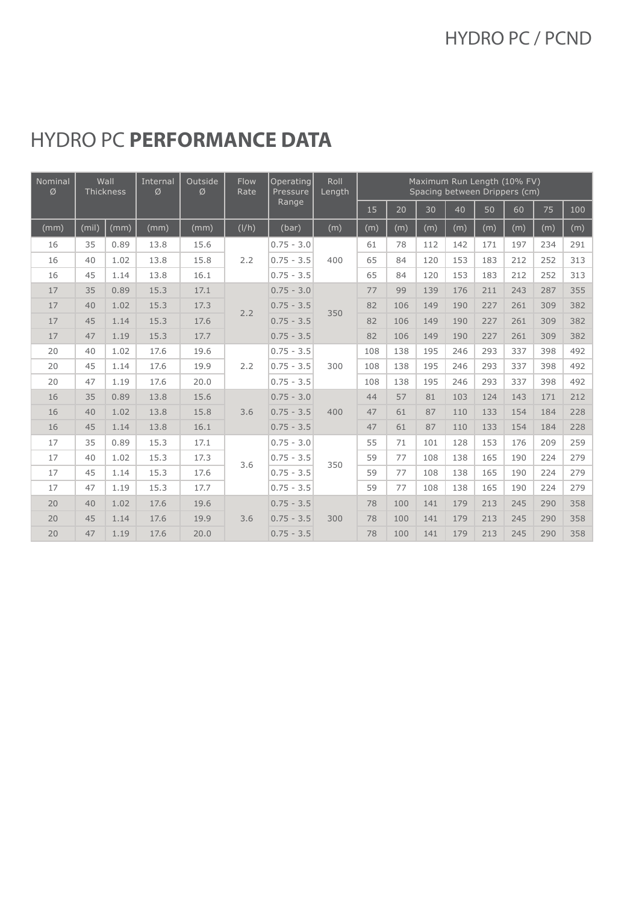# HYDRO PC **PERFORMANCE DATA**

| Nominal Ø | Wall Thickness | | Internal Ø | Outside Ø | Flow Rate | Operating Pressure Range | Roll Length | Maximum Run Length (10% FV) Spacing between Drippers (cm) | | | | | | | |
|---|---|---|---|---|---|---|---|---|---|---|---|---|---|---|---|
| | | | | | | | | 15 | 20 | 30 | 40 | 50 | 60 | 75 | 100 |
| (mm) | (mil) | (mm) | (mm) | (mm) | (l/h) | (bar) | (m) | (m) | (m) | (m) | (m) | (m) | (m) | (m) | (m) |
| 16 | 35 | 0.89 | 13.8 | 15.6 | 2.2 | 0.75 - 3.0 | 400 | 61 | 78 | 112 | 142 | 171 | 197 | 234 | 291 |
| 16 | 40 | 1.02 | 13.8 | 15.8 | | 0.75 - 3.5 | | 65 | 84 | 120 | 153 | 183 | 212 | 252 | 313 |
| 16 | 45 | 1.14 | 13.8 | 16.1 | | 0.75 - 3.5 | | 65 | 84 | 120 | 153 | 183 | 212 | 252 | 313 |
| 17 | 35 | 0.89 | 15.3 | 17.1 | 2.2 | 0.75 - 3.0 | 350 | 77 | 99 | 139 | 176 | 211 | 243 | 287 | 355 |
| 17 | 40 | 1.02 | 15.3 | 17.3 | | 0.75 - 3.5 | | 82 | 106 | 149 | 190 | 227 | 261 | 309 | 382 |
| 17 | 45 | 1.14 | 15.3 | 17.6 | | 0.75 - 3.5 | | 82 | 106 | 149 | 190 | 227 | 261 | 309 | 382 |
| 17 | 47 | 1.19 | 15.3 | 17.7 | | 0.75 - 3.5 | | 82 | 106 | 149 | 190 | 227 | 261 | 309 | 382 |
| 20 | 40 | 1.02 | 17.6 | 19.6 | 2.2 | 0.75 - 3.5 | 300 | 108 | 138 | 195 | 246 | 293 | 337 | 398 | 492 |
| 20 | 45 | 1.14 | 17.6 | 19.9 | | 0.75 - 3.5 | | 108 | 138 | 195 | 246 | 293 | 337 | 398 | 492 |
| 20 | 47 | 1.19 | 17.6 | 20.0 | | 0.75 - 3.5 | | 108 | 138 | 195 | 246 | 293 | 337 | 398 | 492 |
| 16 | 35 | 0.89 | 13.8 | 15.6 | 3.6 | 0.75 - 3.0 | 400 | 44 | 57 | 81 | 103 | 124 | 143 | 171 | 212 |
| 16 | 40 | 1.02 | 13.8 | 15.8 | | 0.75 - 3.5 | | 47 | 61 | 87 | 110 | 133 | 154 | 184 | 228 |
| 16 | 45 | 1.14 | 13.8 | 16.1 | | 0.75 - 3.5 | | 47 | 61 | 87 | 110 | 133 | 154 | 184 | 228 |
| 17 | 35 | 0.89 | 15.3 | 17.1 | 3.6 | 0.75 - 3.0 | 350 | 55 | 71 | 101 | 128 | 153 | 176 | 209 | 259 |
| 17 | 40 | 1.02 | 15.3 | 17.3 | | 0.75 - 3.5 | | 59 | 77 | 108 | 138 | 165 | 190 | 224 | 279 |
| 17 | 45 | 1.14 | 15.3 | 17.6 | | 0.75 - 3.5 | | 59 | 77 | 108 | 138 | 165 | 190 | 224 | 279 |
| 17 | 47 | 1.19 | 15.3 | 17.7 | | 0.75 - 3.5 | | 59 | 77 | 108 | 138 | 165 | 190 | 224 | 279 |
| 20 | 40 | 1.02 | 17.6 | 19.6 | 3.6 | 0.75 - 3.5 | 300 | 78 | 100 | 141 | 179 | 213 | 245 | 290 | 358 |
| 20 | 45 | 1.14 | 17.6 | 19.9 | | 0.75 - 3.5 | | 78 | 100 | 141 | 179 | 213 | 245 | 290 | 358 |
| 20 | 47 | 1.19 | 17.6 | 20.0 | | 0.75 - 3.5 | | 78 | 100 | 141 | 179 | 213 | 245 | 290 | 358 |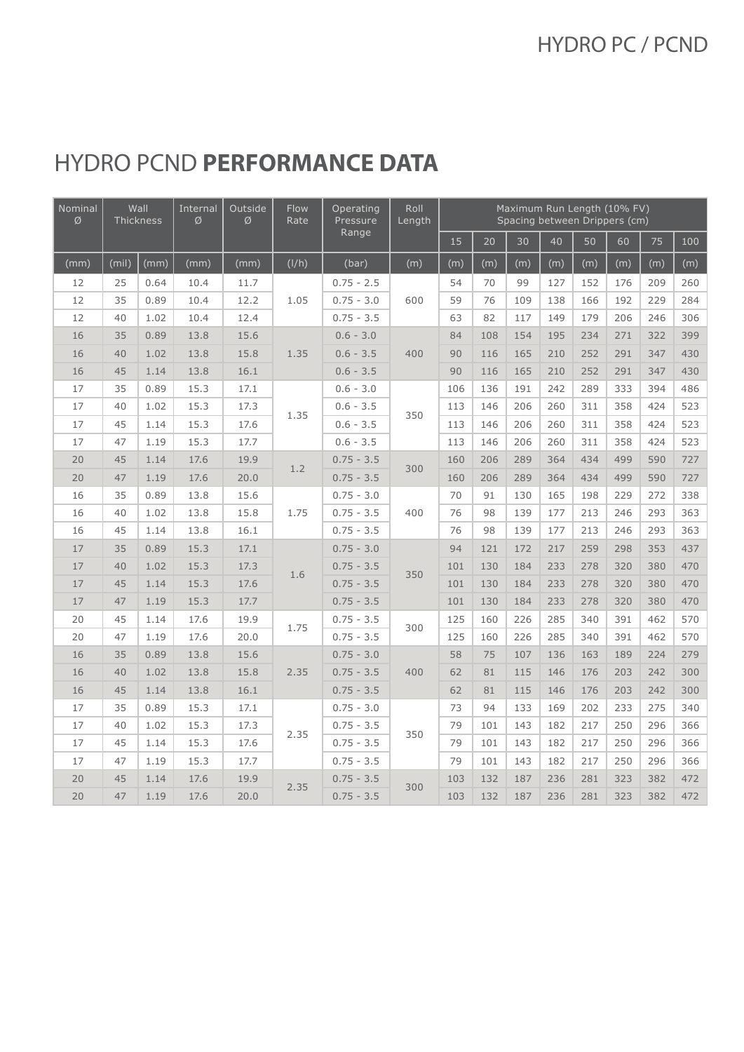# HYDRO PCND **PERFORMANCE DATA**

| Nominal Ø | Wall Thickness | | Internal Ø | Outside Ø | Flow Rate | Operating Pressure Range | Roll Length | Maximum Run Length (10% FV) Spacing between Drippers (cm) | | | | | | | |
|---|---|---|---|---|---|---|---|---|---|---|---|---|---|---|---|
| | | | | | | | | 15 | 20 | 30 | 40 | 50 | 60 | 75 | 100 |
| (mm) | (mil) | (mm) | (mm) | (mm) | (l/h) | (bar) | (m) | (m) | (m) | (m) | (m) | (m) | (m) | (m) | (m) |
| 12 | 25 | 0.64 | 10.4 | 11.7 | 1.05 | 0.75 - 2.5 | 600 | 54 | 70 | 99 | 127 | 152 | 176 | 209 | 260 |
| 12 | 35 | 0.89 | 10.4 | 12.2 | | 0.75 - 3.0 | | 59 | 76 | 109 | 138 | 166 | 192 | 229 | 284 |
| 12 | 40 | 1.02 | 10.4 | 12.4 | | 0.75 - 3.5 | | 63 | 82 | 117 | 149 | 179 | 206 | 246 | 306 |
| 16 | 35 | 0.89 | 13.8 | 15.6 | 1.35 | 0.6 - 3.0 | 400 | 84 | 108 | 154 | 195 | 234 | 271 | 322 | 399 |
| 16 | 40 | 1.02 | 13.8 | 15.8 | | 0.6 - 3.5 | | 90 | 116 | 165 | 210 | 252 | 291 | 347 | 430 |
| 16 | 45 | 1.14 | 13.8 | 16.1 | | 0.6 - 3.5 | | 90 | 116 | 165 | 210 | 252 | 291 | 347 | 430 |
| 17 | 35 | 0.89 | 15.3 | 17.1 | 1.35 | 0.6 - 3.0 | 350 | 106 | 136 | 191 | 242 | 289 | 333 | 394 | 486 |
| 17 | 40 | 1.02 | 15.3 | 17.3 | | 0.6 - 3.5 | | 113 | 146 | 206 | 260 | 311 | 358 | 424 | 523 |
| 17 | 45 | 1.14 | 15.3 | 17.6 | | 0.6 - 3.5 | | 113 | 146 | 206 | 260 | 311 | 358 | 424 | 523 |
| 17 | 47 | 1.19 | 15.3 | 17.7 | | 0.6 - 3.5 | | 113 | 146 | 206 | 260 | 311 | 358 | 424 | 523 |
| 20 | 45 | 1.14 | 17.6 | 19.9 | 1.2 | 0.75 - 3.5 | 300 | 160 | 206 | 289 | 364 | 434 | 499 | 590 | 727 |
| 20 | 47 | 1.19 | 17.6 | 20.0 | | 0.75 - 3.5 | | 160 | 206 | 289 | 364 | 434 | 499 | 590 | 727 |
| 16 | 35 | 0.89 | 13.8 | 15.6 | 1.75 | 0.75 - 3.0 | 400 | 70 | 91 | 130 | 165 | 198 | 229 | 272 | 338 |
| 16 | 40 | 1.02 | 13.8 | 15.8 | | 0.75 - 3.5 | | 76 | 98 | 139 | 177 | 213 | 246 | 293 | 363 |
| 16 | 45 | 1.14 | 13.8 | 16.1 | | 0.75 - 3.5 | | 76 | 98 | 139 | 177 | 213 | 246 | 293 | 363 |
| 17 | 35 | 0.89 | 15.3 | 17.1 | 1.6 | 0.75 - 3.0 | 350 | 94 | 121 | 172 | 217 | 259 | 298 | 353 | 437 |
| 17 | 40 | 1.02 | 15.3 | 17.3 | | 0.75 - 3.5 | | 101 | 130 | 184 | 233 | 278 | 320 | 380 | 470 |
| 17 | 45 | 1.14 | 15.3 | 17.6 | | 0.75 - 3.5 | | 101 | 130 | 184 | 233 | 278 | 320 | 380 | 470 |
| 17 | 47 | 1.19 | 15.3 | 17.7 | | 0.75 - 3.5 | | 101 | 130 | 184 | 233 | 278 | 320 | 380 | 470 |
| 20 | 45 | 1.14 | 17.6 | 19.9 | 1.75 | 0.75 - 3.5 | 300 | 125 | 160 | 226 | 285 | 340 | 391 | 462 | 570 |
| 20 | 47 | 1.19 | 17.6 | 20.0 | | 0.75 - 3.5 | | 125 | 160 | 226 | 285 | 340 | 391 | 462 | 570 |
| 16 | 35 | 0.89 | 13.8 | 15.6 | 2.35 | 0.75 - 3.0 | 400 | 58 | 75 | 107 | 136 | 163 | 189 | 224 | 279 |
| 16 | 40 | 1.02 | 13.8 | 15.8 | | 0.75 - 3.5 | | 62 | 81 | 115 | 146 | 176 | 203 | 242 | 300 |
| 16 | 45 | 1.14 | 13.8 | 16.1 | | 0.75 - 3.5 | | 62 | 81 | 115 | 146 | 176 | 203 | 242 | 300 |
| 17 | 35 | 0.89 | 15.3 | 17.1 | 2.35 | 0.75 - 3.0 | 350 | 73 | 94 | 133 | 169 | 202 | 233 | 275 | 340 |
| 17 | 40 | 1.02 | 15.3 | 17.3 | | 0.75 - 3.5 | | 79 | 101 | 143 | 182 | 217 | 250 | 296 | 366 |
| 17 | 45 | 1.14 | 15.3 | 17.6 | | 0.75 - 3.5 | | 79 | 101 | 143 | 182 | 217 | 250 | 296 | 366 |
| 17 | 47 | 1.19 | 15.3 | 17.7 | | 0.75 - 3.5 | | 79 | 101 | 143 | 182 | 217 | 250 | 296 | 366 |
| 20 | 45 | 1.14 | 17.6 | 19.9 | 2.35 | 0.75 - 3.5 | 300 | 103 | 132 | 187 | 236 | 281 | 323 | 382 | 472 |
| 20 | 47 | 1.19 | 17.6 | 20.0 | | 0.75 - 3.5 | | 103 | 132 | 187 | 236 | 281 | 323 | 382 | 472 |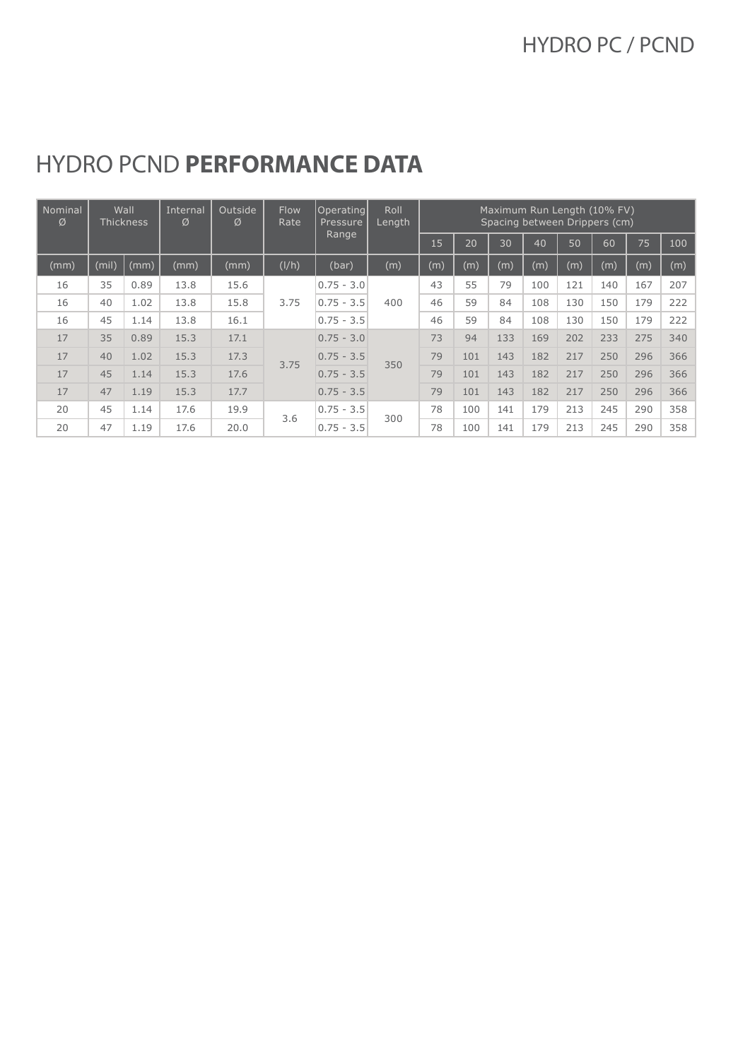# HYDRO PCND **PERFORMANCE DATA**

| Nominal Ø | Wall Thickness | | Internal Ø | Outside Ø | Flow Rate | Operating Pressure Range | Roll Length | Maximum Run Length (10% FV) Spacing between Drippers (cm) | | | | | | | |
|---|---|---|---|---|---|---|---|---|---|---|---|---|---|---|---|
| | | | | | | | | 15 | 20 | 30 | 40 | 50 | 60 | 75 | 100 |
| (mm) | (mil) | (mm) | (mm) | (mm) | (l/h) | (bar) | (m) | (m) | (m) | (m) | (m) | (m) | (m) | (m) | (m) |
| 16 | 35 | 0.89 | 13.8 | 15.6 | 3.75 | 0.75 - 3.0 | 400 | 43 | 55 | 79 | 100 | 121 | 140 | 167 | 207 |
| 16 | 40 | 1.02 | 13.8 | 15.8 | | 0.75 - 3.5 | | 46 | 59 | 84 | 108 | 130 | 150 | 179 | 222 |
| 16 | 45 | 1.14 | 13.8 | 16.1 | | 0.75 - 3.5 | | 46 | 59 | 84 | 108 | 130 | 150 | 179 | 222 |
| 17 | 35 | 0.89 | 15.3 | 17.1 | 3.75 | 0.75 - 3.0 | 350 | 73 | 94 | 133 | 169 | 202 | 233 | 275 | 340 |
| 17 | 40 | 1.02 | 15.3 | 17.3 | | 0.75 - 3.5 | | 79 | 101 | 143 | 182 | 217 | 250 | 296 | 366 |
| 17 | 45 | 1.14 | 15.3 | 17.6 | | 0.75 - 3.5 | | 79 | 101 | 143 | 182 | 217 | 250 | 296 | 366 |
| 17 | 47 | 1.19 | 15.3 | 17.7 | | 0.75 - 3.5 | | 79 | 101 | 143 | 182 | 217 | 250 | 296 | 366 |
| 20 | 45 | 1.14 | 17.6 | 19.9 | 3.6 | 0.75 - 3.5 | 300 | 78 | 100 | 141 | 179 | 213 | 245 | 290 | 358 |
| 20 | 47 | 1.19 | 17.6 | 20.0 | | 0.75 - 3.5 | | 78 | 100 | 141 | 179 | 213 | 245 | 290 | 358 |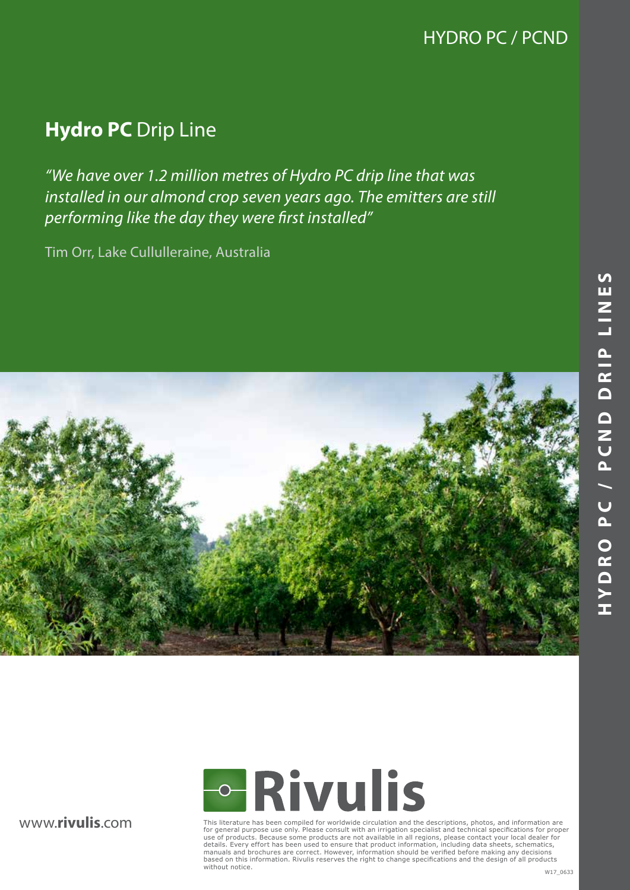## **Hydro PC** Drip Line

*"We have over 1.2 million metres of Hydro PC drip line that was installed in our almond crop seven years ago. The emitters are still performing like the day they were first installed"*

Tim Orr, Lake Cullulleraine, Australia

Rivulis

www.**rivulis**.com

This literature has been compiled for worldwide circulation and the descriptions, photos, and information are for general purpose use only. Please consult with an irrigation specialist and technical specifications for proper use of products. Because some products are not available in all regions, please contact your local dealer for details. Every effort has been used to ensure that product information, including data sheets, schematics, manuals and brochures are correct. However, information should be verified before making any decisions based on this information. Rivulis reserves the right to change specifications and the design of all products without notice.

W17_0633